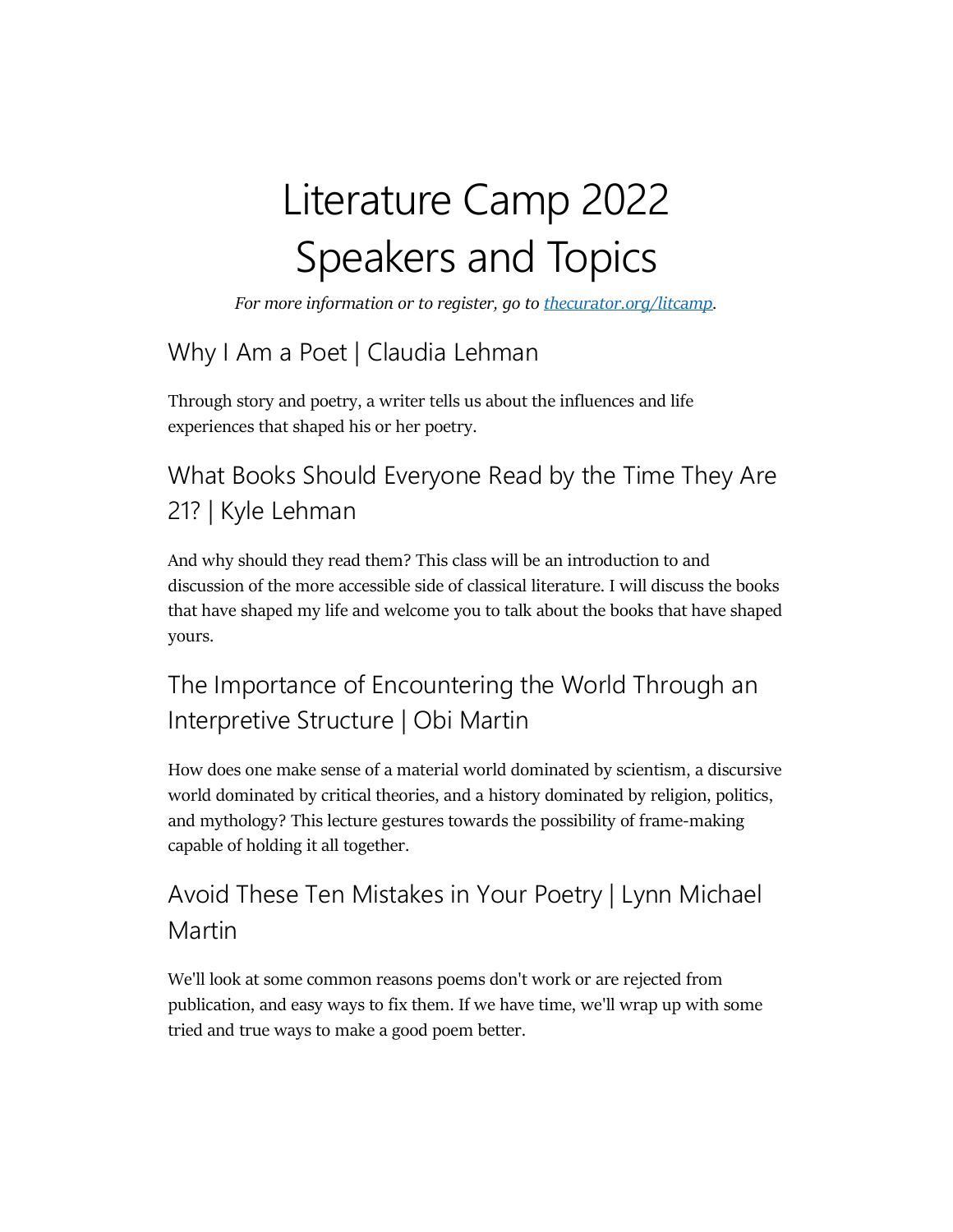# Literature Camp 2022
# Speakers and Topics

*For more information or to register, go to [thecurator.org/litcamp](thecurator.org/litcamp).*

## Why I Am a Poet | Claudia Lehman

Through story and poetry, a writer tells us about the influences and life experiences that shaped his or her poetry.

## What Books Should Everyone Read by the Time They Are 21? | Kyle Lehman

And why should they read them? This class will be an introduction to and discussion of the more accessible side of classical literature. I will discuss the books that have shaped my life and welcome you to talk about the books that have shaped yours.

## The Importance of Encountering the World Through an Interpretive Structure | Obi Martin

How does one make sense of a material world dominated by scientism, a discursive world dominated by critical theories, and a history dominated by religion, politics, and mythology? This lecture gestures towards the possibility of frame-making capable of holding it all together.

## Avoid These Ten Mistakes in Your Poetry | Lynn Michael Martin

We'll look at some common reasons poems don't work or are rejected from publication, and easy ways to fix them. If we have time, we'll wrap up with some tried and true ways to make a good poem better.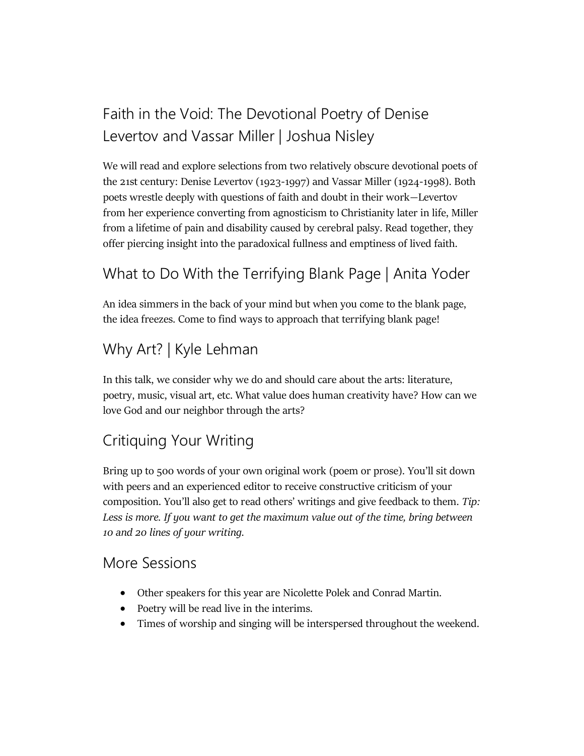## Faith in the Void: The Devotional Poetry of Denise Levertov and Vassar Miller | Joshua Nisley

We will read and explore selections from two relatively obscure devotional poets of the 21st century: Denise Levertov (1923-1997) and Vassar Miller (1924-1998). Both poets wrestle deeply with questions of faith and doubt in their work—Levertov from her experience converting from agnosticism to Christianity later in life, Miller from a lifetime of pain and disability caused by cerebral palsy. Read together, they offer piercing insight into the paradoxical fullness and emptiness of lived faith.

## What to Do With the Terrifying Blank Page | Anita Yoder

An idea simmers in the back of your mind but when you come to the blank page, the idea freezes. Come to find ways to approach that terrifying blank page!

## Why Art? | Kyle Lehman

In this talk, we consider why we do and should care about the arts: literature, poetry, music, visual art, etc. What value does human creativity have? How can we love God and our neighbor through the arts?

## Critiquing Your Writing

Bring up to 500 words of your own original work (poem or prose). You'll sit down with peers and an experienced editor to receive constructive criticism of your composition. You'll also get to read others' writings and give feedback to them. *Tip: Less is more. If you want to get the maximum value out of the time, bring between 10 and 20 lines of your writing.*

## More Sessions

- Other speakers for this year are Nicolette Polek and Conrad Martin.
- Poetry will be read live in the interims.
- Times of worship and singing will be interspersed throughout the weekend.